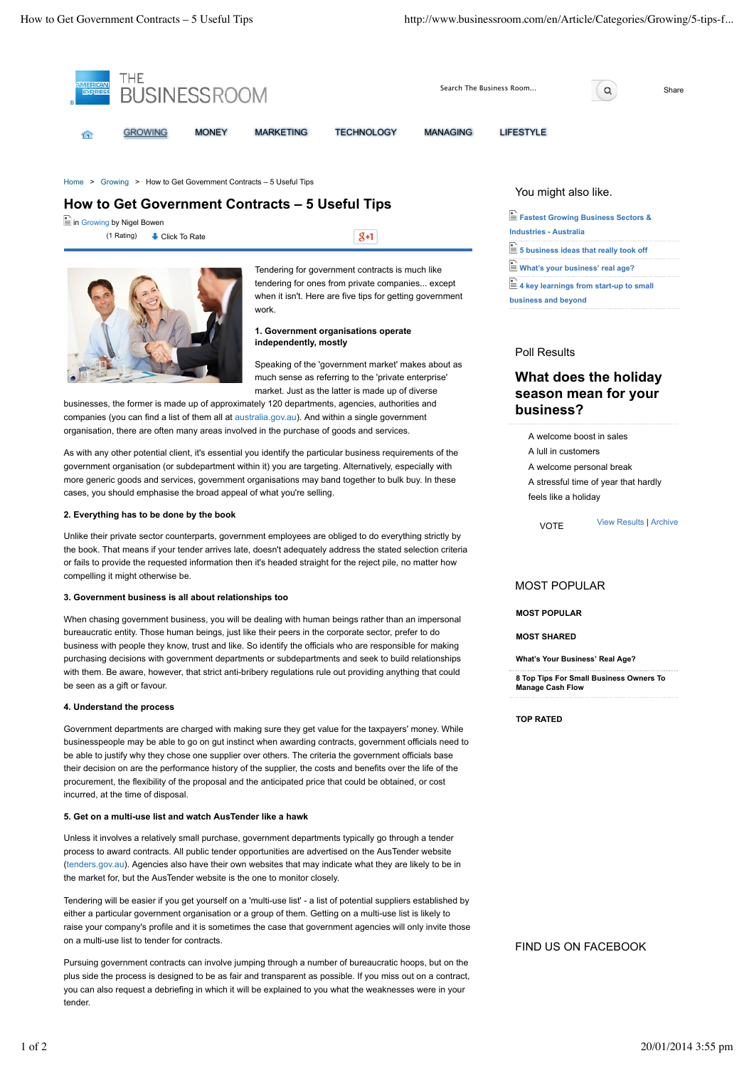Home > Growing > How to Get Government Contracts – 5 Useful Tips

# How to Get Government Contracts – 5 Useful Tips

in Growing by Nigel Bowen

(1 Rating) Click To Rate

Tendering for government contracts is much like tendering for ones from private companies... except when it isn't. Here are five tips for getting government work.

**1. Government organisations operate independently, mostly**

Speaking of the 'government market' makes about as much sense as referring to the 'private enterprise' market. Just as the latter is made up of diverse businesses, the former is made up of approximately 120 departments, agencies, authorities and companies (you can find a list of them all at australia.gov.au). And within a single government organisation, there are often many areas involved in the purchase of goods and services.

As with any other potential client, it's essential you identify the particular business requirements of the government organisation (or subdepartment within it) you are targeting. Alternatively, especially with more generic goods and services, government organisations may band together to bulk buy. In these cases, you should emphasise the broad appeal of what you're selling.

**2. Everything has to be done by the book**

Unlike their private sector counterparts, government employees are obliged to do everything strictly by the book. That means if your tender arrives late, doesn't adequately address the stated selection criteria or fails to provide the requested information then it's headed straight for the reject pile, no matter how compelling it might otherwise be.

**3. Government business is all about relationships too**

When chasing government business, you will be dealing with human beings rather than an impersonal bureaucratic entity. Those human beings, just like their peers in the corporate sector, prefer to do business with people they know, trust and like. So identify the officials who are responsible for making purchasing decisions with government departments or subdepartments and seek to build relationships with them. Be aware, however, that strict anti-bribery regulations rule out providing anything that could be seen as a gift or favour.

**4. Understand the process**

Government departments are charged with making sure they get value for the taxpayers' money. While businesspeople may be able to go on gut instinct when awarding contracts, government officials need to be able to justify why they chose one supplier over others. The criteria the government officials base their decision on are the performance history of the supplier, the costs and benefits over the life of the procurement, the flexibility of the proposal and the anticipated price that could be obtained, or cost incurred, at the time of disposal.

**5. Get on a multi-use list and watch AusTender like a hawk**

Unless it involves a relatively small purchase, government departments typically go through a tender process to award contracts. All public tender opportunities are advertised on the AusTender website (tenders.gov.au). Agencies also have their own websites that may indicate what they are likely to be in the market for, but the AusTender website is the one to monitor closely.

Tendering will be easier if you get yourself on a 'multi-use list' - a list of potential suppliers established by either a particular government organisation or a group of them. Getting on a multi-use list is likely to raise your company's profile and it is sometimes the case that government agencies will only invite those on a multi-use list to tender for contracts.

Pursuing government contracts can involve jumping through a number of bureaucratic hoops, but on the plus side the process is designed to be as fair and transparent as possible. If you miss out on a contract, you can also request a debriefing in which it will be explained to you what the weaknesses were in your tender.

## You might also like.

- Fastest Growing Business Sectors & Industries - Australia
- 5 business ideas that really took off
- What's your business' real age?
- 4 key learnings from start-up to small business and beyond

## Poll Results

### What does the holiday season mean for your business?

- A welcome boost in sales
- A lull in customers
- A welcome personal break
- A stressful time of year that hardly feels like a holiday

VOTE View Results | Archive

## MOST POPULAR

**MOST POPULAR**

**MOST SHARED**

**What's Your Business' Real Age?**

**8 Top Tips For Small Business Owners To Manage Cash Flow**

**TOP RATED**

## FIND US ON FACEBOOK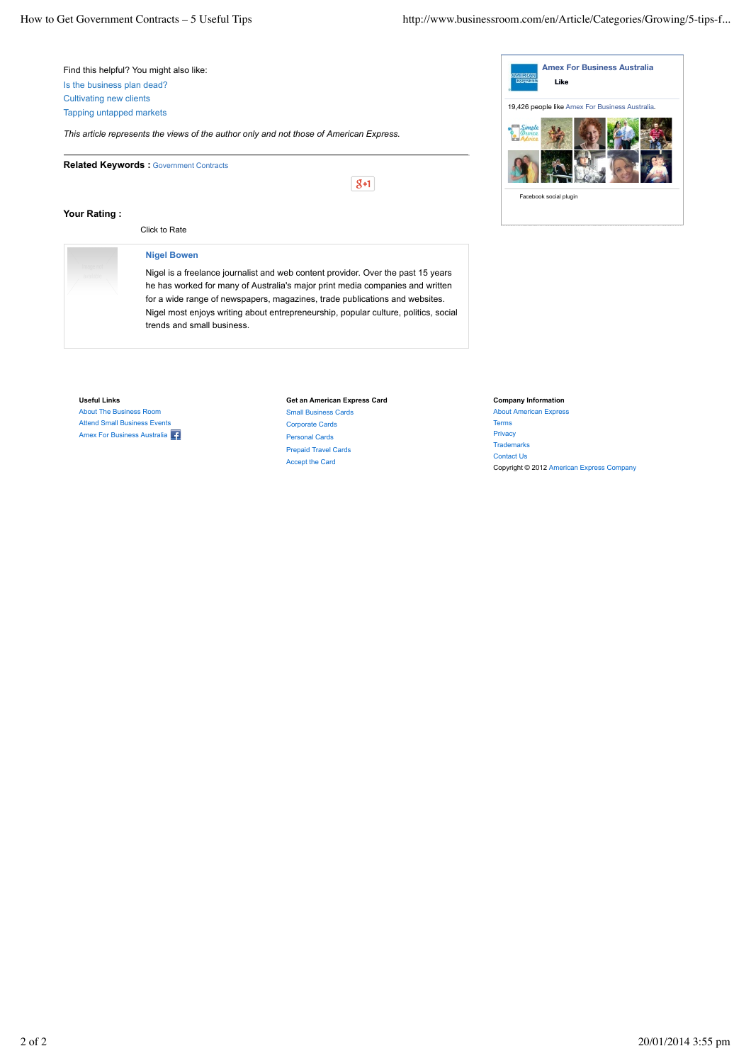Find this helpful? You might also like:

Is the business plan dead?

Cultivating new clients

Tapping untapped markets

*This article represents the views of the author only and not those of American Express.*

**Related Keywords :** Government Contracts

**Your Rating :**

Click to Rate

**Nigel Bowen**

Nigel is a freelance journalist and web content provider. Over the past 15 years he has worked for many of Australia's major print media companies and written for a wide range of newspapers, magazines, trade publications and websites. Nigel most enjoys writing about entrepreneurship, popular culture, politics, social trends and small business.

**Amex For Business Australia**

Like

19,426 people like Amex For Business Australia.

Facebook social plugin

**Useful Links**

- About The Business Room
- Attend Small Business Events
- Amex For Business Australia

**Get an American Express Card**

- Small Business Cards
- Corporate Cards
- Personal Cards
- Prepaid Travel Cards
- Accept the Card

**Company Information**

- About American Express
- Terms
- Privacy
- Trademarks
- Contact Us

Copyright © 2012 American Express Company